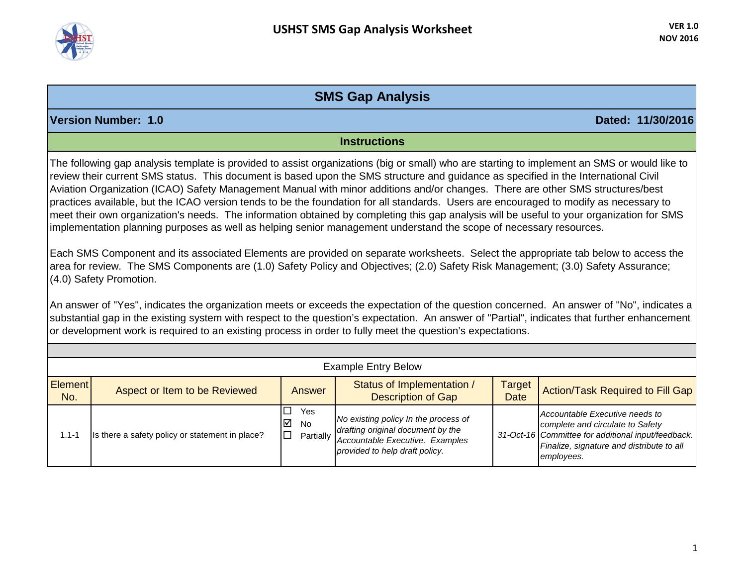# USHST SMS Gap Analysis Worksheet

VER 1.0
NOV 2016

## SMS Gap Analysis

**Version Number: 1.0** **Dated: 11/30/2016**

### Instructions

The following gap analysis template is provided to assist organizations (big or small) who are starting to implement an SMS or would like to review their current SMS status. This document is based upon the SMS structure and guidance as specified in the International Civil Aviation Organization (ICAO) Safety Management Manual with minor additions and/or changes. There are other SMS structures/best practices available, but the ICAO version tends to be the foundation for all standards. Users are encouraged to modify as necessary to meet their own organization's needs. The information obtained by completing this gap analysis will be useful to your organization for SMS implementation planning purposes as well as helping senior management understand the scope of necessary resources.

Each SMS Component and its associated Elements are provided on separate worksheets. Select the appropriate tab below to access the area for review. The SMS Components are (1.0) Safety Policy and Objectives; (2.0) Safety Risk Management; (3.0) Safety Assurance; (4.0) Safety Promotion.

An answer of "Yes", indicates the organization meets or exceeds the expectation of the question concerned. An answer of "No", indicates a substantial gap in the existing system with respect to the question's expectation. An answer of "Partial", indicates that further enhancement or development work is required to an existing process in order to fully meet the question's expectations.

Example Entry Below

| Element No. | Aspect or Item to be Reviewed | Answer | Status of Implementation / Description of Gap | Target Date | Action/Task Required to Fill Gap |
|---|---|---|---|---|---|
| 1.1-1 | Is there a safety policy or statement in place? | ☐ Yes<br>☑ No<br>☐ Partially | *No existing policy In the process of drafting original document by the Accountable Executive. Examples provided to help draft policy.* | *31-Oct-16* | *Accountable Executive needs to complete and circulate to Safety Committee for additional input/feedback. Finalize, signature and distribute to all employees.* |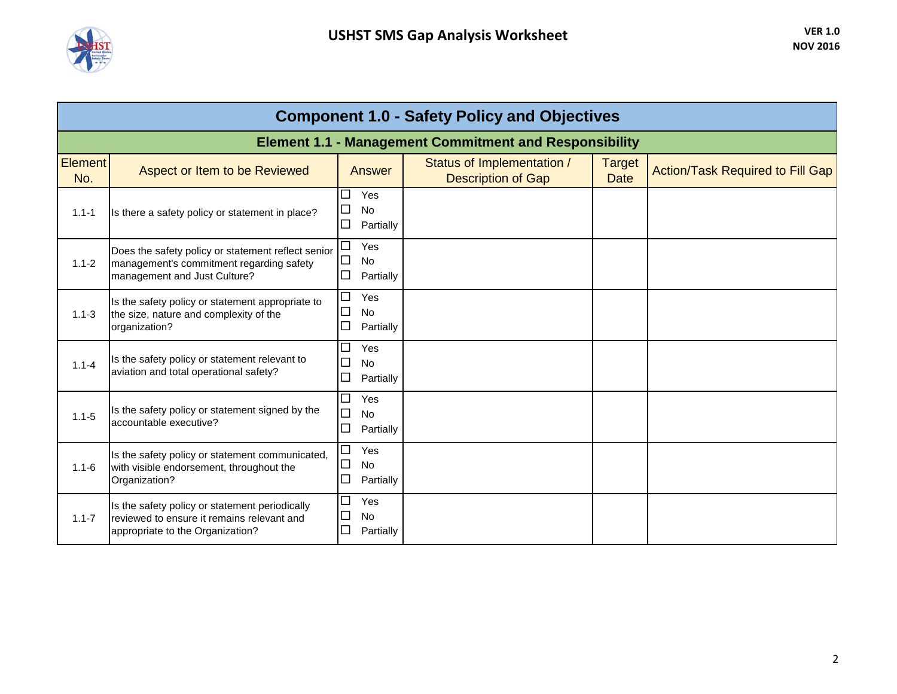## Component 1.0 - Safety Policy and Objectives

### Element 1.1 - Management Commitment and Responsibility

| Element No. | Aspect or Item to be Reviewed | Answer | Status of Implementation / Description of Gap | Target Date | Action/Task Required to Fill Gap |
|---|---|---|---|---|---|
| 1.1-1 | Is there a safety policy or statement in place? | ☐ Yes ☐ No ☐ Partially | | | |
| 1.1-2 | Does the safety policy or statement reflect senior management's commitment regarding safety management and Just Culture? | ☐ Yes ☐ No ☐ Partially | | | |
| 1.1-3 | Is the safety policy or statement appropriate to the size, nature and complexity of the organization? | ☐ Yes ☐ No ☐ Partially | | | |
| 1.1-4 | Is the safety policy or statement relevant to aviation and total operational safety? | ☐ Yes ☐ No ☐ Partially | | | |
| 1.1-5 | Is the safety policy or statement signed by the accountable executive? | ☐ Yes ☐ No ☐ Partially | | | |
| 1.1-6 | Is the safety policy or statement communicated, with visible endorsement, throughout the Organization? | ☐ Yes ☐ No ☐ Partially | | | |
| 1.1-7 | Is the safety policy or statement periodically reviewed to ensure it remains relevant and appropriate to the Organization? | ☐ Yes ☐ No ☐ Partially | | | |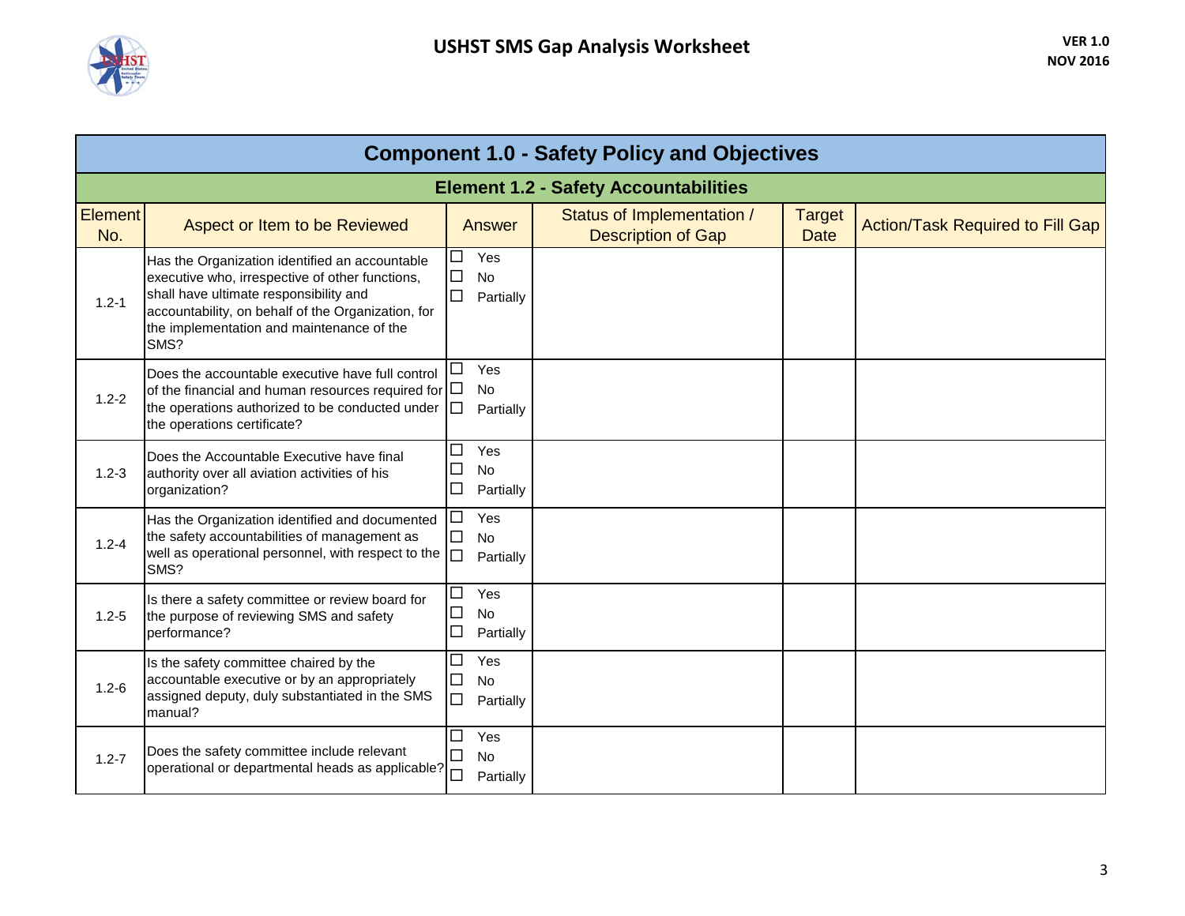# USHST SMS Gap Analysis Worksheet

VER 1.0
NOV 2016

## Component 1.0 - Safety Policy and Objectives

### Element 1.2 - Safety Accountabilities

| Element No. | Aspect or Item to be Reviewed | Answer | Status of Implementation / Description of Gap | Target Date | Action/Task Required to Fill Gap |
|---|---|---|---|---|---|
| 1.2-1 | Has the Organization identified an accountable executive who, irrespective of other functions, shall have ultimate responsibility and accountability, on behalf of the Organization, for the implementation and maintenance of the SMS? | ☐ Yes<br>☐ No<br>☐ Partially | | | |
| 1.2-2 | Does the accountable executive have full control of the financial and human resources required for the operations authorized to be conducted under the operations certificate? | ☐ Yes<br>☐ No<br>☐ Partially | | | |
| 1.2-3 | Does the Accountable Executive have final authority over all aviation activities of his organization? | ☐ Yes<br>☐ No<br>☐ Partially | | | |
| 1.2-4 | Has the Organization identified and documented the safety accountabilities of management as well as operational personnel, with respect to the SMS? | ☐ Yes<br>☐ No<br>☐ Partially | | | |
| 1.2-5 | Is there a safety committee or review board for the purpose of reviewing SMS and safety performance? | ☐ Yes<br>☐ No<br>☐ Partially | | | |
| 1.2-6 | Is the safety committee chaired by the accountable executive or by an appropriately assigned deputy, duly substantiated in the SMS manual? | ☐ Yes<br>☐ No<br>☐ Partially | | | |
| 1.2-7 | Does the safety committee include relevant operational or departmental heads as applicable? | ☐ Yes<br>☐ No<br>☐ Partially | | | |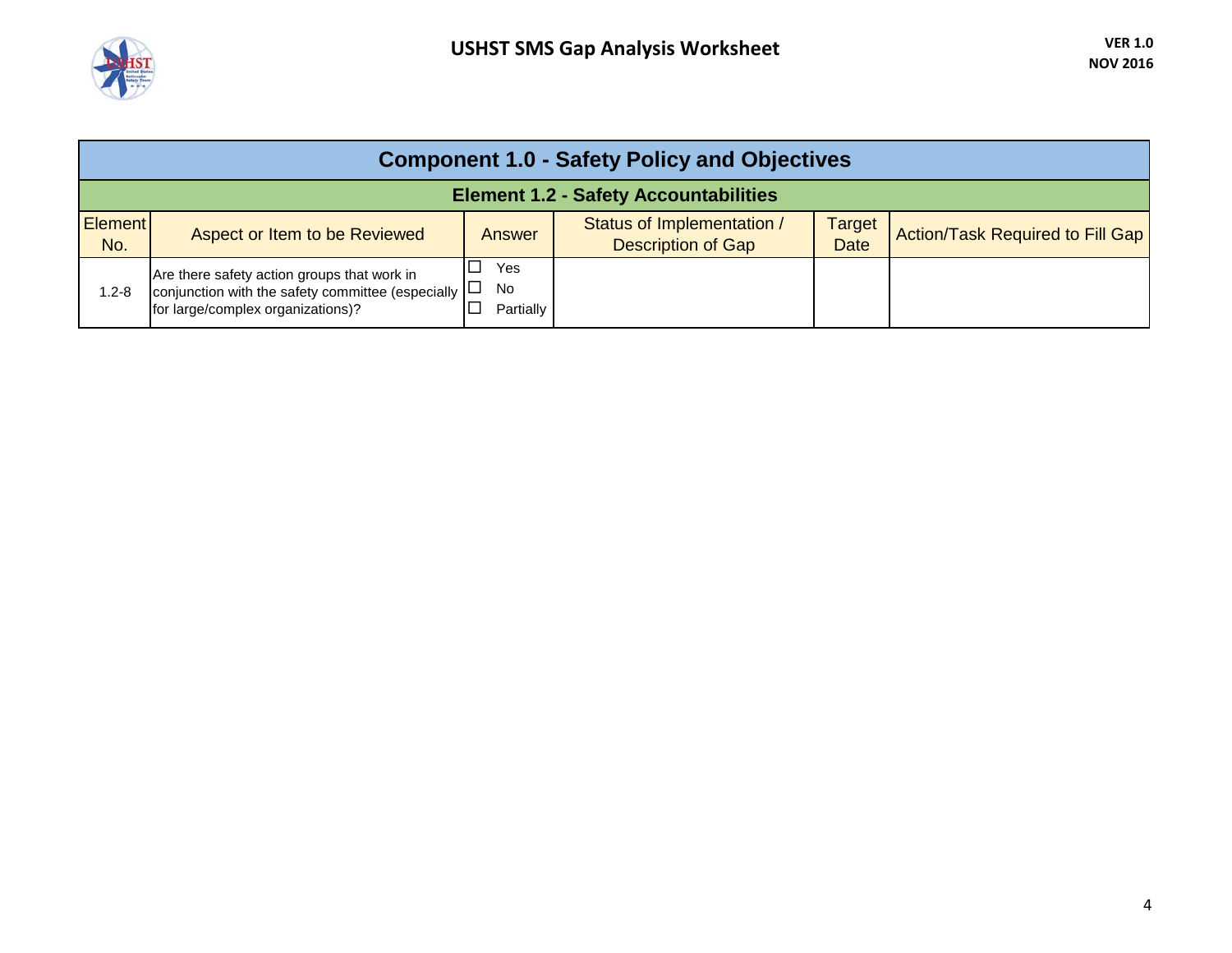## Component 1.0 - Safety Policy and Objectives

### Element 1.2 - Safety Accountabilities

| Element No. | Aspect or Item to be Reviewed | Answer | Status of Implementation / Description of Gap | Target Date | Action/Task Required to Fill Gap |
|---|---|---|---|---|---|
| 1.2-8 | Are there safety action groups that work in conjunction with the safety committee (especially for large/complex organizations)? | ☐ Yes<br>☐ No<br>☐ Partially | | | |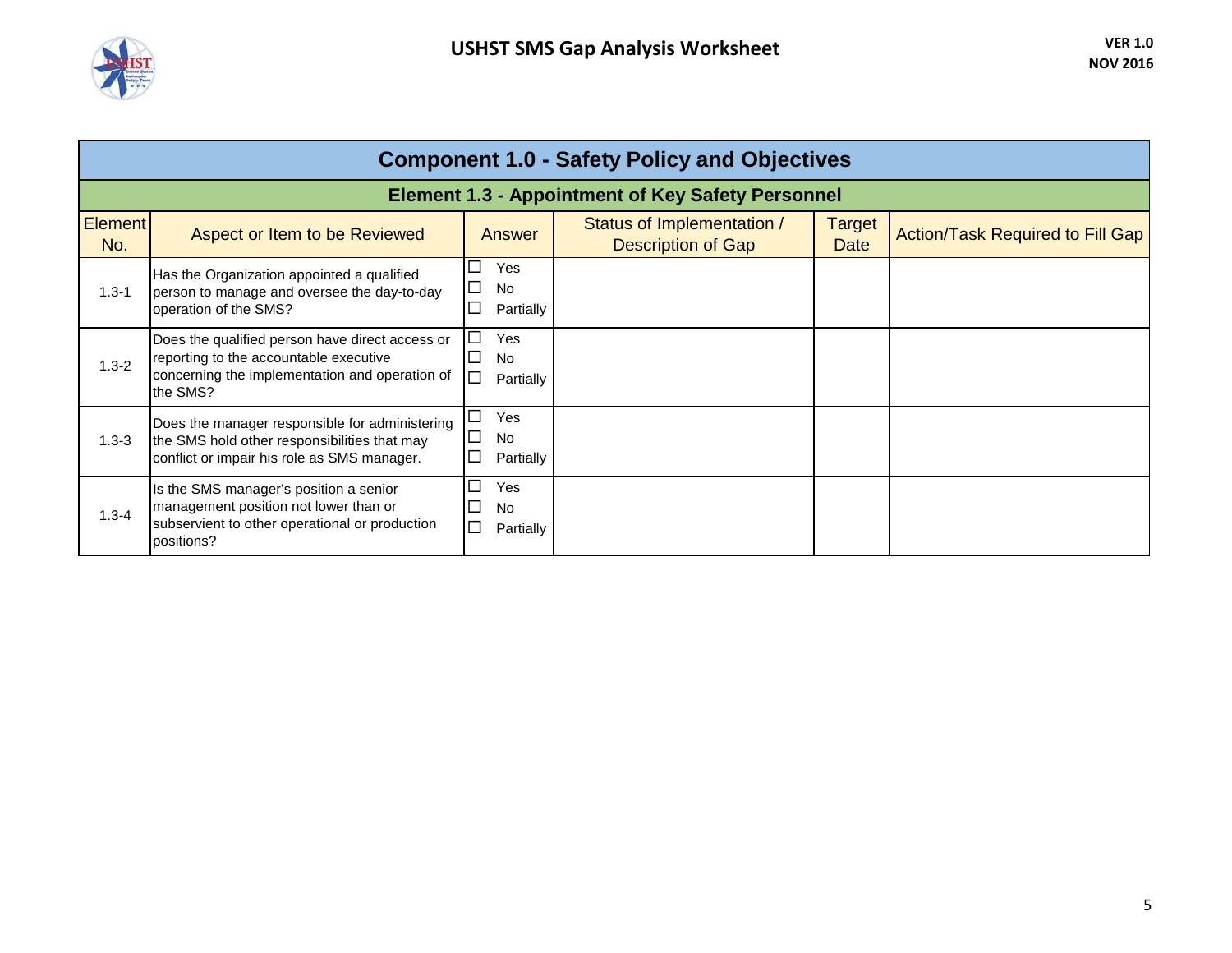# USHST SMS Gap Analysis Worksheet

VER 1.0
NOV 2016

## Component 1.0 - Safety Policy and Objectives

### Element 1.3 - Appointment of Key Safety Personnel

| Element No. | Aspect or Item to be Reviewed | Answer | Status of Implementation / Description of Gap | Target Date | Action/Task Required to Fill Gap |
|---|---|---|---|---|---|
| 1.3-1 | Has the Organization appointed a qualified person to manage and oversee the day-to-day operation of the SMS? | ☐ Yes<br>☐ No<br>☐ Partially | | | |
| 1.3-2 | Does the qualified person have direct access or reporting to the accountable executive concerning the implementation and operation of the SMS? | ☐ Yes<br>☐ No<br>☐ Partially | | | |
| 1.3-3 | Does the manager responsible for administering the SMS hold other responsibilities that may conflict or impair his role as SMS manager. | ☐ Yes<br>☐ No<br>☐ Partially | | | |
| 1.3-4 | Is the SMS manager's position a senior management position not lower than or subservient to other operational or production positions? | ☐ Yes<br>☐ No<br>☐ Partially | | | |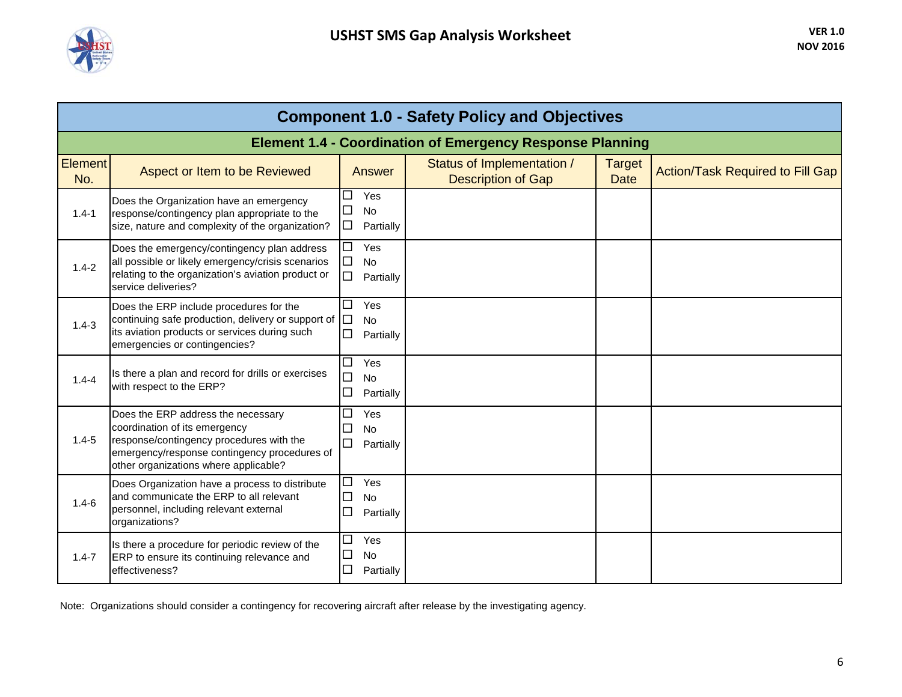## Component 1.0 - Safety Policy and Objectives

### Element 1.4 - Coordination of Emergency Response Planning

| Element No. | Aspect or Item to be Reviewed | Answer | Status of Implementation / Description of Gap | Target Date | Action/Task Required to Fill Gap |
|---|---|---|---|---|---|
| 1.4-1 | Does the Organization have an emergency response/contingency plan appropriate to the size, nature and complexity of the organization? | ☐ Yes ☐ No ☐ Partially | | | |
| 1.4-2 | Does the emergency/contingency plan address all possible or likely emergency/crisis scenarios relating to the organization's aviation product or service deliveries? | ☐ Yes ☐ No ☐ Partially | | | |
| 1.4-3 | Does the ERP include procedures for the continuing safe production, delivery or support of its aviation products or services during such emergencies or contingencies? | ☐ Yes ☐ No ☐ Partially | | | |
| 1.4-4 | Is there a plan and record for drills or exercises with respect to the ERP? | ☐ Yes ☐ No ☐ Partially | | | |
| 1.4-5 | Does the ERP address the necessary coordination of its emergency response/contingency procedures with the emergency/response contingency procedures of other organizations where applicable? | ☐ Yes ☐ No ☐ Partially | | | |
| 1.4-6 | Does Organization have a process to distribute and communicate the ERP to all relevant personnel, including relevant external organizations? | ☐ Yes ☐ No ☐ Partially | | | |
| 1.4-7 | Is there a procedure for periodic review of the ERP to ensure its continuing relevance and effectiveness? | ☐ Yes ☐ No ☐ Partially | | | |

Note: Organizations should consider a contingency for recovering aircraft after release by the investigating agency.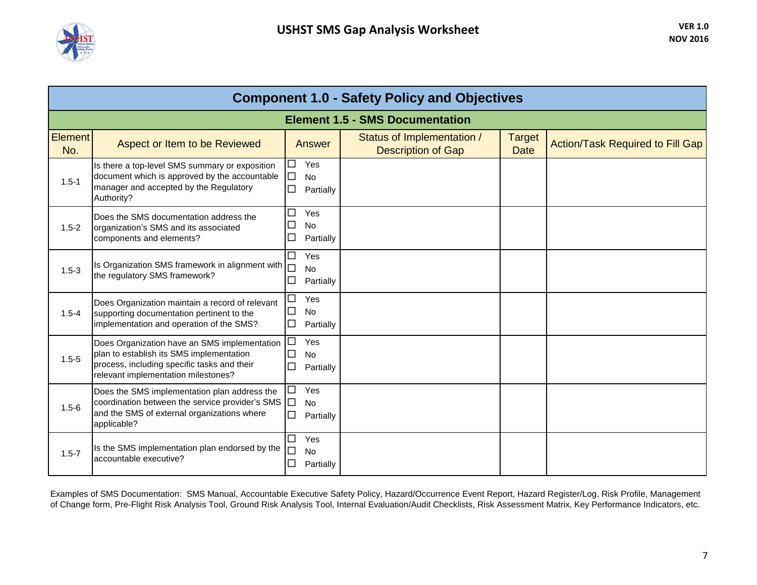# USHST SMS Gap Analysis Worksheet

VER 1.0
NOV 2016

## Component 1.0 - Safety Policy and Objectives

### Element 1.5 - SMS Documentation

| Element No. | Aspect or Item to be Reviewed | Answer | Status of Implementation / Description of Gap | Target Date | Action/Task Required to Fill Gap |
|---|---|---|---|---|---|
| 1.5-1 | Is there a top-level SMS summary or exposition document which is approved by the accountable manager and accepted by the Regulatory Authority? | ☐ Yes ☐ No ☐ Partially | | | |
| 1.5-2 | Does the SMS documentation address the organization's SMS and its associated components and elements? | ☐ Yes ☐ No ☐ Partially | | | |
| 1.5-3 | Is Organization SMS framework in alignment with the regulatory SMS framework? | ☐ Yes ☐ No ☐ Partially | | | |
| 1.5-4 | Does Organization maintain a record of relevant supporting documentation pertinent to the implementation and operation of the SMS? | ☐ Yes ☐ No ☐ Partially | | | |
| 1.5-5 | Does Organization have an SMS implementation plan to establish its SMS implementation process, including specific tasks and their relevant implementation milestones? | ☐ Yes ☐ No ☐ Partially | | | |
| 1.5-6 | Does the SMS implementation plan address the coordination between the service provider's SMS and the SMS of external organizations where applicable? | ☐ Yes ☐ No ☐ Partially | | | |
| 1.5-7 | Is the SMS implementation plan endorsed by the accountable executive? | ☐ Yes ☐ No ☐ Partially | | | |

Examples of SMS Documentation: SMS Manual, Accountable Executive Safety Policy, Hazard/Occurrence Event Report, Hazard Register/Log, Risk Profile, Management of Change form, Pre-Flight Risk Analysis Tool, Ground Risk Analysis Tool, Internal Evaluation/Audit Checklists, Risk Assessment Matrix, Key Performance Indicators, etc.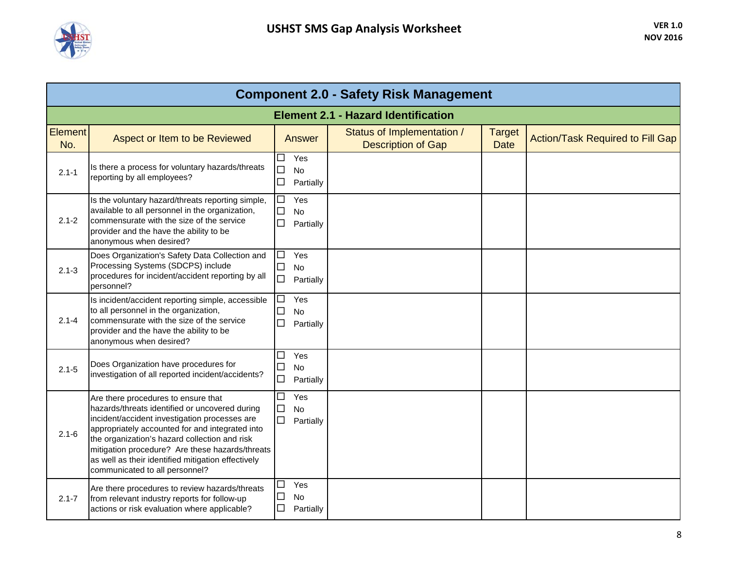## Component 2.0 - Safety Risk Management

### Element 2.1 - Hazard Identification

| Element No. | Aspect or Item to be Reviewed | Answer | Status of Implementation / Description of Gap | Target Date | Action/Task Required to Fill Gap |
|---|---|---|---|---|---|
| 2.1-1 | Is there a process for voluntary hazards/threats reporting by all employees? | ☐ Yes<br>☐ No<br>☐ Partially | | | |
| 2.1-2 | Is the voluntary hazard/threats reporting simple, available to all personnel in the organization, commensurate with the size of the service provider and the have the ability to be anonymous when desired? | ☐ Yes<br>☐ No<br>☐ Partially | | | |
| 2.1-3 | Does Organization's Safety Data Collection and Processing Systems (SDCPS) include procedures for incident/accident reporting by all personnel? | ☐ Yes<br>☐ No<br>☐ Partially | | | |
| 2.1-4 | Is incident/accident reporting simple, accessible to all personnel in the organization, commensurate with the size of the service provider and the have the ability to be anonymous when desired? | ☐ Yes<br>☐ No<br>☐ Partially | | | |
| 2.1-5 | Does Organization have procedures for investigation of all reported incident/accidents? | ☐ Yes<br>☐ No<br>☐ Partially | | | |
| 2.1-6 | Are there procedures to ensure that hazards/threats identified or uncovered during incident/accident investigation processes are appropriately accounted for and integrated into the organization's hazard collection and risk mitigation procedure? Are these hazards/threats as well as their identified mitigation effectively communicated to all personnel? | ☐ Yes<br>☐ No<br>☐ Partially | | | |
| 2.1-7 | Are there procedures to review hazards/threats from relevant industry reports for follow-up actions or risk evaluation where applicable? | ☐ Yes<br>☐ No<br>☐ Partially | | | |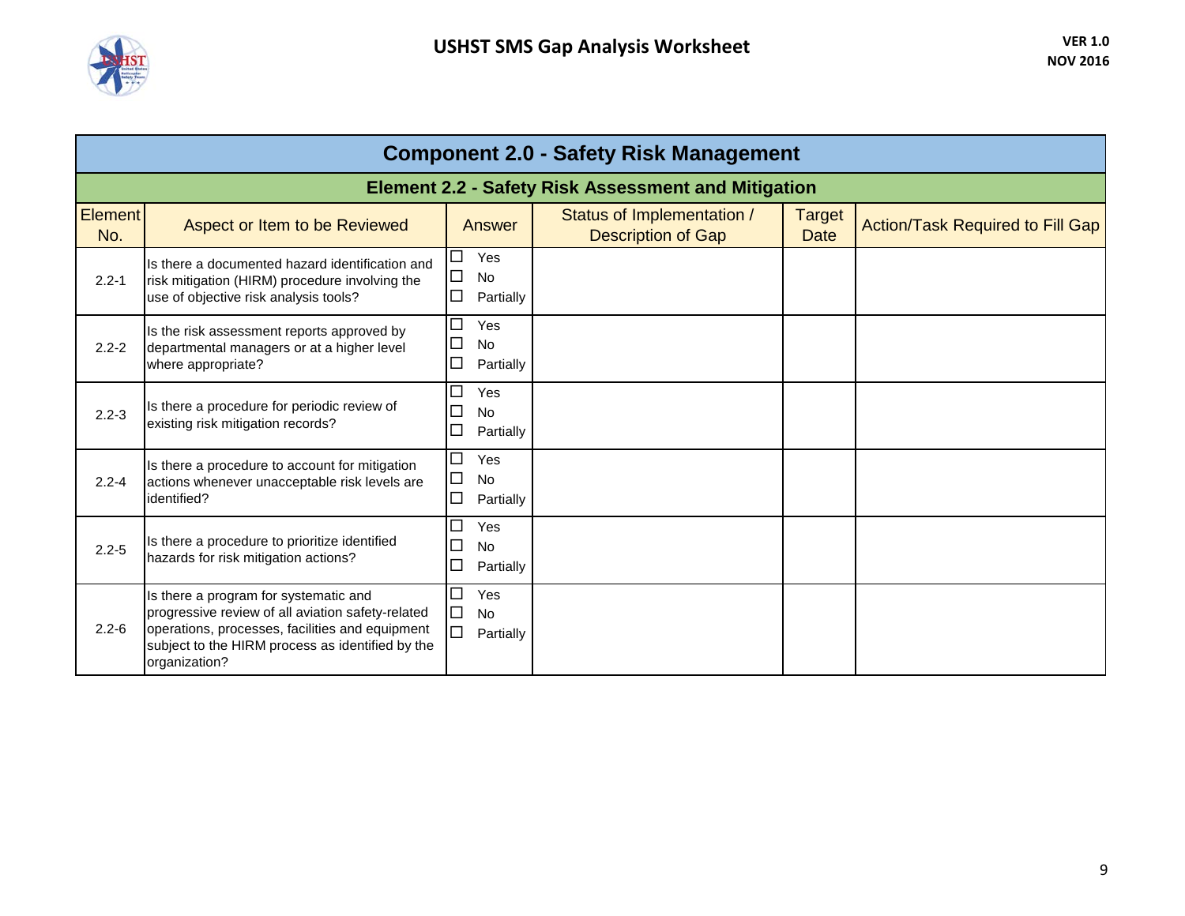# USHST SMS Gap Analysis Worksheet

VER 1.0
NOV 2016

## Component 2.0 - Safety Risk Management

### Element 2.2 - Safety Risk Assessment and Mitigation

| Element No. | Aspect or Item to be Reviewed | Answer | Status of Implementation / Description of Gap | Target Date | Action/Task Required to Fill Gap |
|---|---|---|---|---|---|
| 2.2-1 | Is there a documented hazard identification and risk mitigation (HIRM) procedure involving the use of objective risk analysis tools? | ☐ Yes<br>☐ No<br>☐ Partially | | | |
| 2.2-2 | Is the risk assessment reports approved by departmental managers or at a higher level where appropriate? | ☐ Yes<br>☐ No<br>☐ Partially | | | |
| 2.2-3 | Is there a procedure for periodic review of existing risk mitigation records? | ☐ Yes<br>☐ No<br>☐ Partially | | | |
| 2.2-4 | Is there a procedure to account for mitigation actions whenever unacceptable risk levels are identified? | ☐ Yes<br>☐ No<br>☐ Partially | | | |
| 2.2-5 | Is there a procedure to prioritize identified hazards for risk mitigation actions? | ☐ Yes<br>☐ No<br>☐ Partially | | | |
| 2.2-6 | Is there a program for systematic and progressive review of all aviation safety-related operations, processes, facilities and equipment subject to the HIRM process as identified by the organization? | ☐ Yes<br>☐ No<br>☐ Partially | | | |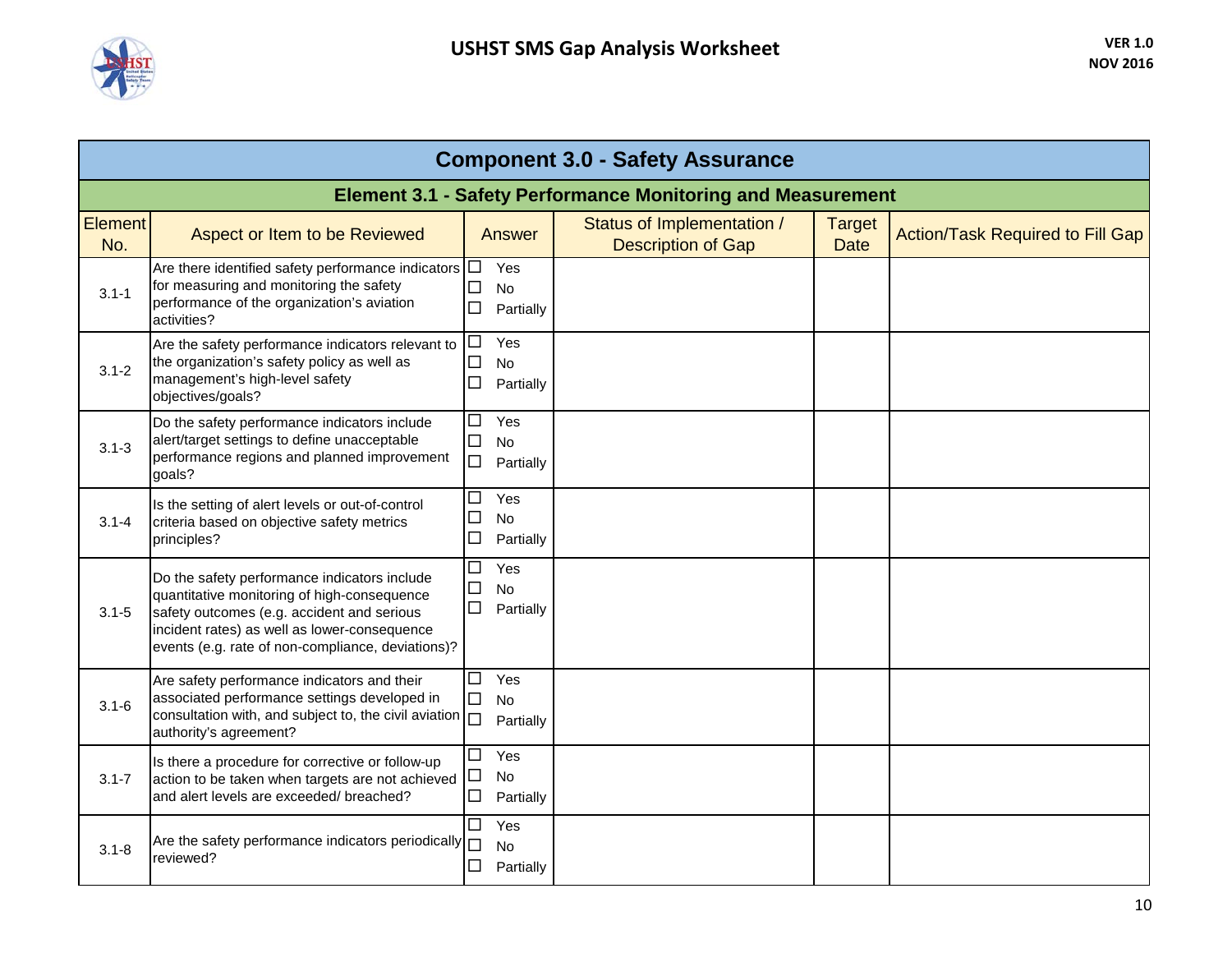## Component 3.0 - Safety Assurance

### Element 3.1 - Safety Performance Monitoring and Measurement

| Element No. | Aspect or Item to be Reviewed | Answer | Status of Implementation / Description of Gap | Target Date | Action/Task Required to Fill Gap |
|---|---|---|---|---|---|
| 3.1-1 | Are there identified safety performance indicators for measuring and monitoring the safety performance of the organization's aviation activities? | ☐ Yes<br>☐ No<br>☐ Partially | | | |
| 3.1-2 | Are the safety performance indicators relevant to the organization's safety policy as well as management's high-level safety objectives/goals? | ☐ Yes<br>☐ No<br>☐ Partially | | | |
| 3.1-3 | Do the safety performance indicators include alert/target settings to define unacceptable performance regions and planned improvement goals? | ☐ Yes<br>☐ No<br>☐ Partially | | | |
| 3.1-4 | Is the setting of alert levels or out-of-control criteria based on objective safety metrics principles? | ☐ Yes<br>☐ No<br>☐ Partially | | | |
| 3.1-5 | Do the safety performance indicators include quantitative monitoring of high-consequence safety outcomes (e.g. accident and serious incident rates) as well as lower-consequence events (e.g. rate of non-compliance, deviations)? | ☐ Yes<br>☐ No<br>☐ Partially | | | |
| 3.1-6 | Are safety performance indicators and their associated performance settings developed in consultation with, and subject to, the civil aviation authority's agreement? | ☐ Yes<br>☐ No<br>☐ Partially | | | |
| 3.1-7 | Is there a procedure for corrective or follow-up action to be taken when targets are not achieved and alert levels are exceeded/ breached? | ☐ Yes<br>☐ No<br>☐ Partially | | | |
| 3.1-8 | Are the safety performance indicators periodically reviewed? | ☐ Yes<br>☐ No<br>☐ Partially | | | |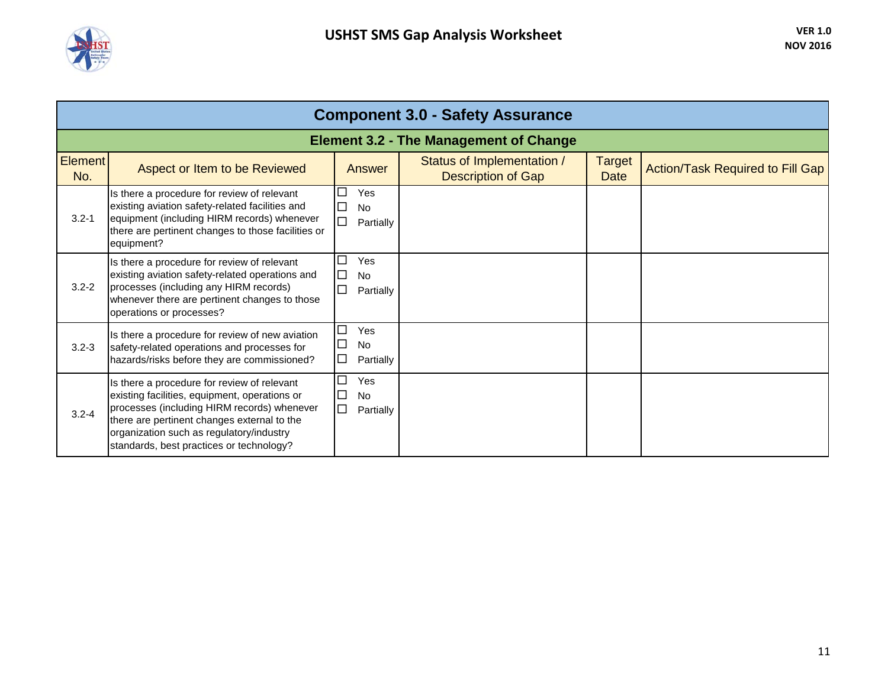# USHST SMS Gap Analysis Worksheet

VER 1.0
NOV 2016

## Component 3.0 - Safety Assurance

### Element 3.2 - The Management of Change

| Element No. | Aspect or Item to be Reviewed | Answer | Status of Implementation / Description of Gap | Target Date | Action/Task Required to Fill Gap |
|---|---|---|---|---|---|
| 3.2-1 | Is there a procedure for review of relevant existing aviation safety-related facilities and equipment (including HIRM records) whenever there are pertinent changes to those facilities or equipment? | ☐ Yes ☐ No ☐ Partially | | | |
| 3.2-2 | Is there a procedure for review of relevant existing aviation safety-related operations and processes (including any HIRM records) whenever there are pertinent changes to those operations or processes? | ☐ Yes ☐ No ☐ Partially | | | |
| 3.2-3 | Is there a procedure for review of new aviation safety-related operations and processes for hazards/risks before they are commissioned? | ☐ Yes ☐ No ☐ Partially | | | |
| 3.2-4 | Is there a procedure for review of relevant existing facilities, equipment, operations or processes (including HIRM records) whenever there are pertinent changes external to the organization such as regulatory/industry standards, best practices or technology? | ☐ Yes ☐ No ☐ Partially | | | |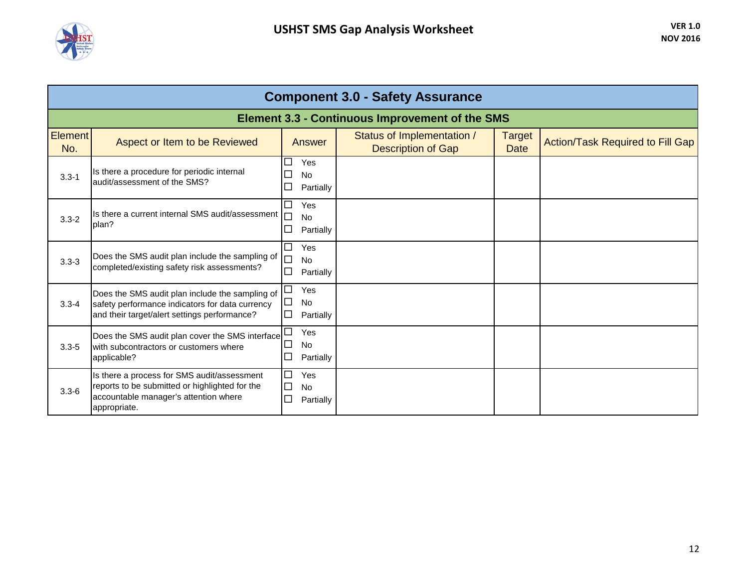# USHST SMS Gap Analysis Worksheet

VER 1.0
NOV 2016

## Component 3.0 - Safety Assurance

### Element 3.3 - Continuous Improvement of the SMS

| Element No. | Aspect or Item to be Reviewed | Answer | Status of Implementation / Description of Gap | Target Date | Action/Task Required to Fill Gap |
|---|---|---|---|---|---|
| 3.3-1 | Is there a procedure for periodic internal audit/assessment of the SMS? | ☐ Yes<br>☐ No<br>☐ Partially | | | |
| 3.3-2 | Is there a current internal SMS audit/assessment plan? | ☐ Yes<br>☐ No<br>☐ Partially | | | |
| 3.3-3 | Does the SMS audit plan include the sampling of completed/existing safety risk assessments? | ☐ Yes<br>☐ No<br>☐ Partially | | | |
| 3.3-4 | Does the SMS audit plan include the sampling of safety performance indicators for data currency and their target/alert settings performance? | ☐ Yes<br>☐ No<br>☐ Partially | | | |
| 3.3-5 | Does the SMS audit plan cover the SMS interface with subcontractors or customers where applicable? | ☐ Yes<br>☐ No<br>☐ Partially | | | |
| 3.3-6 | Is there a process for SMS audit/assessment reports to be submitted or highlighted for the accountable manager's attention where appropriate. | ☐ Yes<br>☐ No<br>☐ Partially | | | |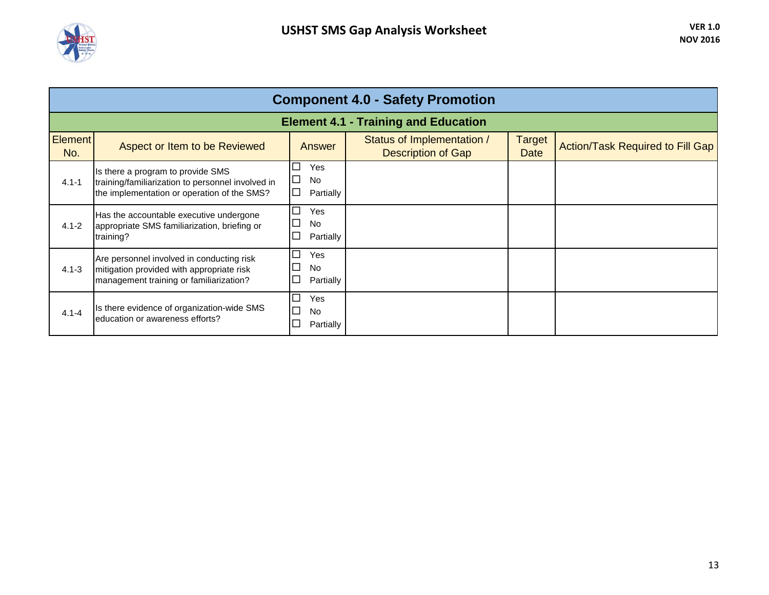# USHST SMS Gap Analysis Worksheet

VER 1.0
NOV 2016

## Component 4.0 - Safety Promotion

### Element 4.1 - Training and Education

| Element No. | Aspect or Item to be Reviewed | Answer | Status of Implementation / Description of Gap | Target Date | Action/Task Required to Fill Gap |
|---|---|---|---|---|---|
| 4.1-1 | Is there a program to provide SMS training/familiarization to personnel involved in the implementation or operation of the SMS? | ☐ Yes ☐ No ☐ Partially | | | |
| 4.1-2 | Has the accountable executive undergone appropriate SMS familiarization, briefing or training? | ☐ Yes ☐ No ☐ Partially | | | |
| 4.1-3 | Are personnel involved in conducting risk mitigation provided with appropriate risk management training or familiarization? | ☐ Yes ☐ No ☐ Partially | | | |
| 4.1-4 | Is there evidence of organization-wide SMS education or awareness efforts? | ☐ Yes ☐ No ☐ Partially | | | |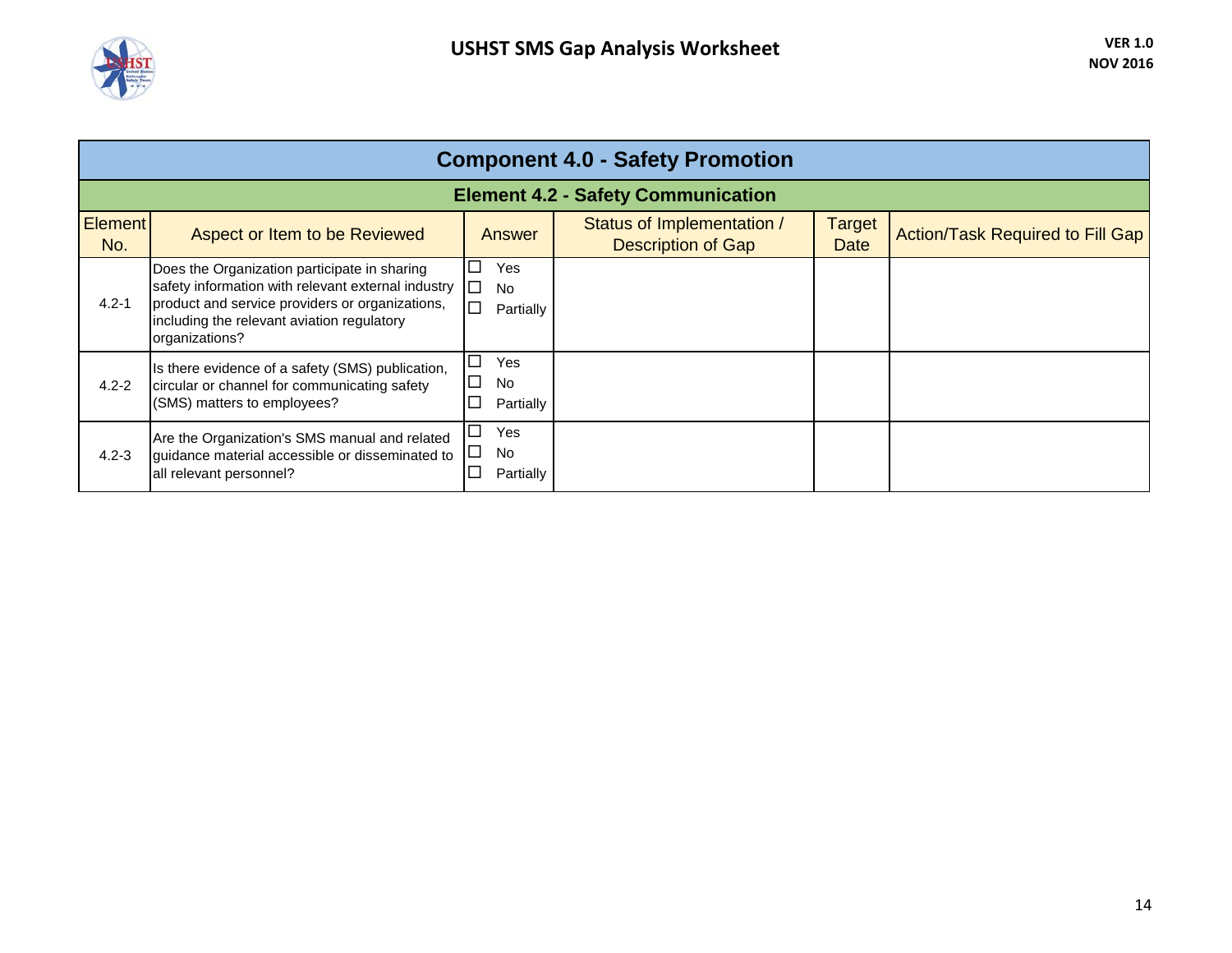# USHST SMS Gap Analysis Worksheet

VER 1.0
NOV 2016

## Component 4.0 - Safety Promotion

### Element 4.2 - Safety Communication

| Element No. | Aspect or Item to be Reviewed | Answer | Status of Implementation / Description of Gap | Target Date | Action/Task Required to Fill Gap |
|---|---|---|---|---|---|
| 4.2-1 | Does the Organization participate in sharing safety information with relevant external industry product and service providers or organizations, including the relevant aviation regulatory organizations? | ☐ Yes<br>☐ No<br>☐ Partially | | | |
| 4.2-2 | Is there evidence of a safety (SMS) publication, circular or channel for communicating safety (SMS) matters to employees? | ☐ Yes<br>☐ No<br>☐ Partially | | | |
| 4.2-3 | Are the Organization's SMS manual and related guidance material accessible or disseminated to all relevant personnel? | ☐ Yes<br>☐ No<br>☐ Partially | | | |